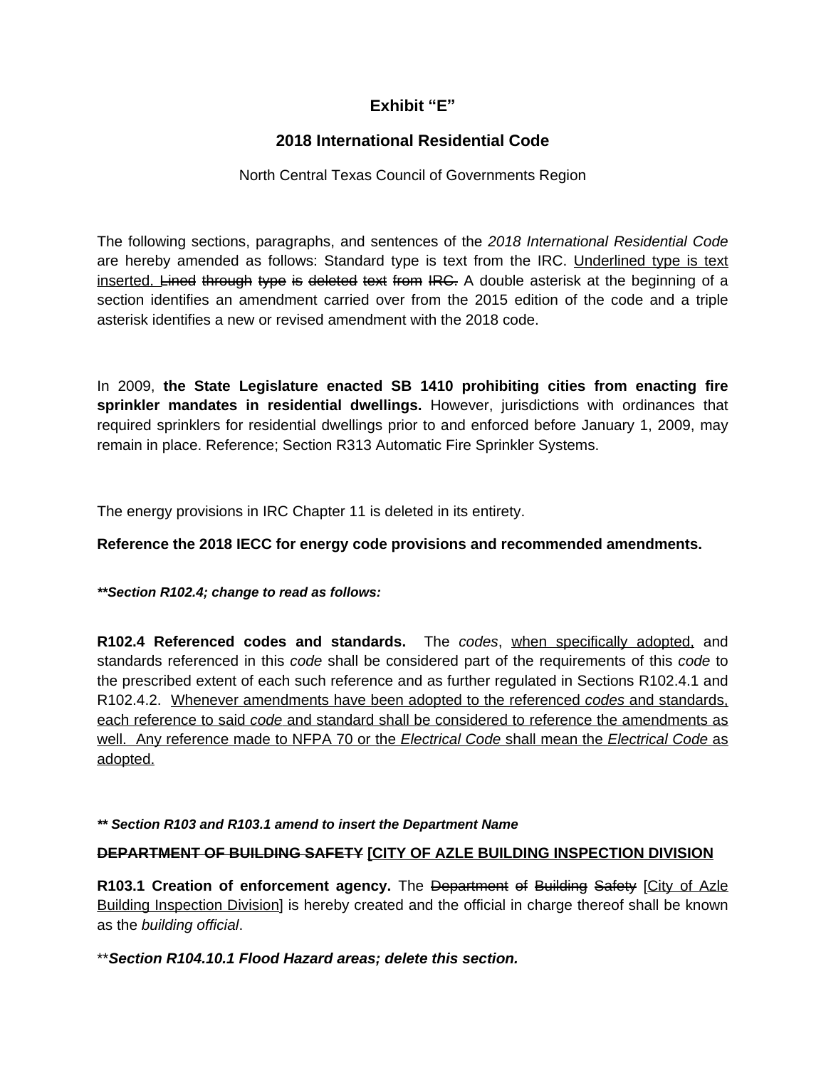# Exhibit "E"

## 2018 International Residential Code

North Central Texas Council of Governments Region

The following sections, paragraphs, and sentences of the *2018 International Residential Code* are hereby amended as follows: Standard type is text from the IRC. <u>Underlined type is text inserted.</u> ~~Lined through type is deleted text from IRC.~~ A double asterisk at the beginning of a section identifies an amendment carried over from the 2015 edition of the code and a triple asterisk identifies a new or revised amendment with the 2018 code.

In 2009, **the State Legislature enacted SB 1410 prohibiting cities from enacting fire sprinkler mandates in residential dwellings.** However, jurisdictions with ordinances that required sprinklers for residential dwellings prior to and enforced before January 1, 2009, may remain in place. Reference; Section R313 Automatic Fire Sprinkler Systems.

The energy provisions in IRC Chapter 11 is deleted in its entirety.

**Reference the 2018 IECC for energy code provisions and recommended amendments.**

***\*\*Section R102.4; change to read as follows:***

**R102.4 Referenced codes and standards.** The *codes*, <u>when specifically adopted,</u> and standards referenced in this *code* shall be considered part of the requirements of this *code* to the prescribed extent of each such reference and as further regulated in Sections R102.4.1 and R102.4.2. <u>Whenever amendments have been adopted to the referenced *codes* and standards, each reference to said *code* and standard shall be considered to reference the amendments as well. Any reference made to NFPA 70 or the *Electrical Code* shall mean the *Electrical Code* as adopted.</u>

***\*\* Section R103 and R103.1 amend to insert the Department Name***

**~~DEPARTMENT OF BUILDING SAFETY~~ <u>[CITY OF AZLE BUILDING INSPECTION DIVISION</u>**

**R103.1 Creation of enforcement agency.** The ~~Department of Building Safety~~ <u>[City of Azle Building Inspection Division</u>] is hereby created and the official in charge thereof shall be known as the *building official*.

\*\****Section R104.10.1 Flood Hazard areas; delete this section.***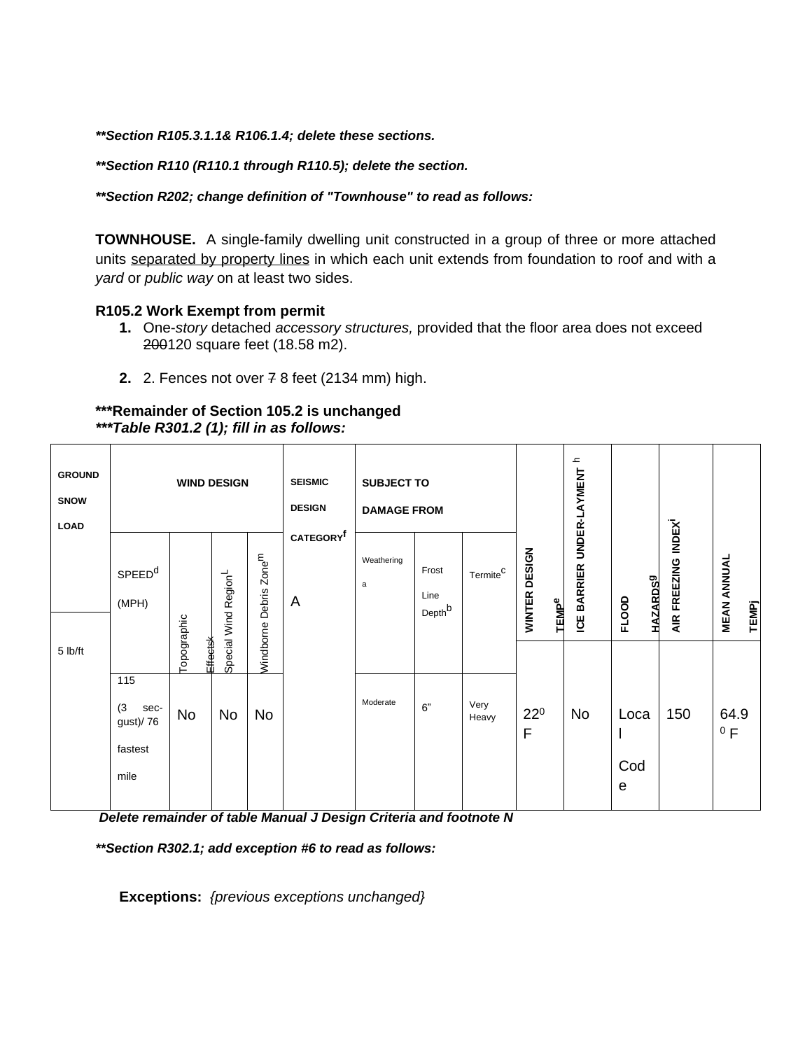***Section R105.3.1.1& R106.1.4; delete these sections.**

***Section R110 (R110.1 through R110.5); delete the section.**

***Section R202; change definition of "Townhouse" to read as follows:**

**TOWNHOUSE.** A single-family dwelling unit constructed in a group of three or more attached units separated by property lines in which each unit extends from foundation to roof and with a *yard* or *public way* on at least two sides.

**R105.2 Work Exempt from permit**

1. One-*story* detached *accessory structures,* provided that the floor area does not exceed ~~200~~120 square feet (18.58 m2).

2. 2. Fences not over ~~7~~ 8 feet (2134 mm) high.

****Remainder of Section 105.2 is unchanged***
****Table R301.2 (1); fill in as follows:***

| GROUND SNOW LOAD | WIND DESIGN | | | | SEISMIC DESIGN CATEGORY[f] | SUBJECT TO DAMAGE FROM | | | WINTER DESIGN TEMP[e] | ICE BARRIER UNDER-LAYMENT[h] | FLOOD HAZARDS[g] | AIR FREEZING INDEX[i] | MEAN ANNUAL TEMP[j] |
|---|---|---|---|---|---|---|---|---|---|---|---|---|---|
| | SPEED[d] (MPH) | Topographic ~~Effects~~[k] | Special Wind Region[L] | Windborne Debris Zone[m] | | Weathering[a] | Frost Line Depth[b] | Termite[c] | | | | | |
| 5 lb/ft | 115 (3 sec-gust)/ 76 fastest mile | No | No | No | A | Moderate | 6" | Very Heavy | 22⁰ F | No | Local Code | 150 | 64.9 ⁰ F |

***Delete remainder of table Manual J Design Criteria and footnote N***

***Section R302.1; add exception #6 to read as follows:**

**Exceptions:** *{previous exceptions unchanged}*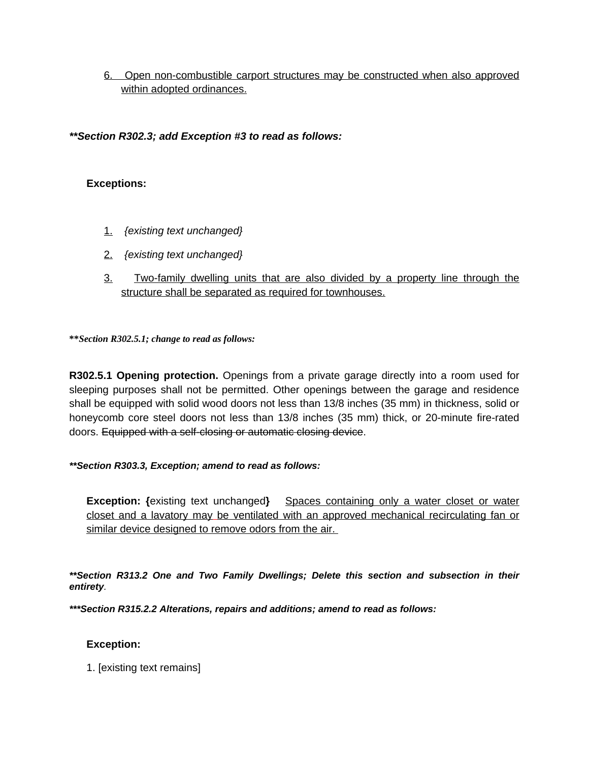6. Open non-combustible carport structures may be constructed when also approved within adopted ordinances.

***\*Section R302.3; add Exception #3 to read as follows:***

**Exceptions:**

1. *{existing text unchanged}*
2. *{existing text unchanged}*
3. Two-family dwelling units that are also divided by a property line through the structure shall be separated as required for townhouses.

***\*Section R302.5.1; change to read as follows:***

**R302.5.1 Opening protection.** Openings from a private garage directly into a room used for sleeping purposes shall not be permitted. Other openings between the garage and residence shall be equipped with solid wood doors not less than 13/8 inches (35 mm) in thickness, solid or honeycomb core steel doors not less than 13/8 inches (35 mm) thick, or 20-minute fire-rated doors. ~~Equipped with a self-closing or automatic closing device~~.

***\*Section R303.3, Exception; amend to read as follows:***

**Exception: {**existing text unchanged**}** Spaces containing only a water closet or water closet and a lavatory may be ventilated with an approved mechanical recirculating fan or similar device designed to remove odors from the air.

***\*Section R313.2 One and Two Family Dwellings; Delete this section and subsection in their entirety***.

***\*\*Section R315.2.2 Alterations, repairs and additions; amend to read as follows:***

**Exception:**

1. [existing text remains]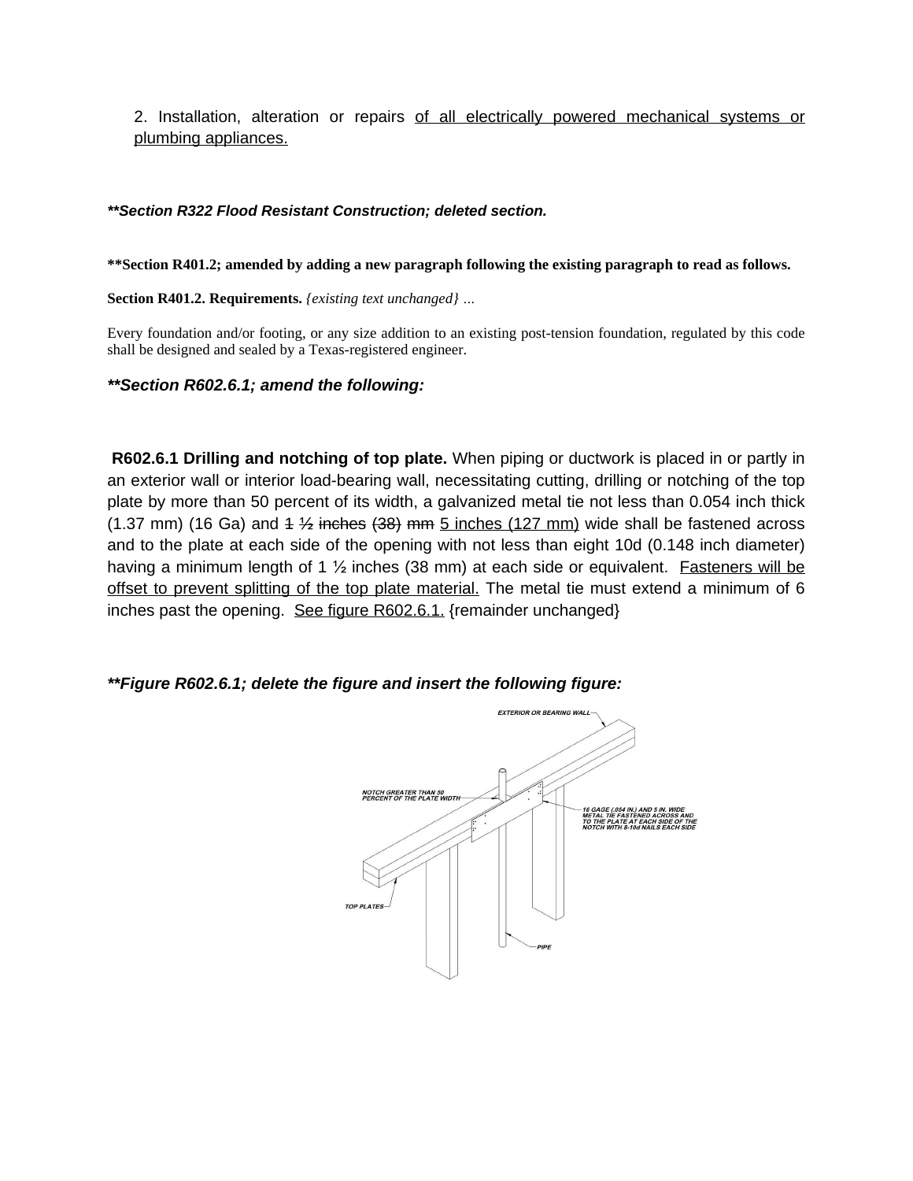2. Installation, alteration or repairs <u>of all electrically powered mechanical systems or plumbing appliances.</u>

***\*\*Section R322 Flood Resistant Construction; deleted section.***

**\*\*Section R401.2; amended by adding a new paragraph following the existing paragraph to read as follows.**

**Section R401.2. Requirements.** *{existing text unchanged} …*

Every foundation and/or footing, or any size addition to an existing post-tension foundation, regulated by this code shall be designed and sealed by a Texas-registered engineer.

***\*\*Section R602.6.1; amend the following:***

**R602.6.1 Drilling and notching of top plate.** When piping or ductwork is placed in or partly in an exterior wall or interior load-bearing wall, necessitating cutting, drilling or notching of the top plate by more than 50 percent of its width, a galvanized metal tie not less than 0.054 inch thick (1.37 mm) (16 Ga) and ~~1 ½ inches (38) mm~~ <u>5 inches (127 mm)</u> wide shall be fastened across and to the plate at each side of the opening with not less than eight 10d (0.148 inch diameter) having a minimum length of 1 ½ inches (38 mm) at each side or equivalent. <u>Fasteners will be offset to prevent splitting of the top plate material.</u> The metal tie must extend a minimum of 6 inches past the opening. <u>See figure R602.6.1.</u> {remainder unchanged}

***\*\*Figure R602.6.1; delete the figure and insert the following figure:***

EXTERIOR OR BEARING WALL

NOTCH GREATER THAN 50 PERCENT OF THE PLATE WIDTH

16 GAGE (.054 IN.) AND 5 IN. WIDE METAL TIE FASTENED ACROSS AND TO THE PLATE AT EACH SIDE OF THE NOTCH WITH 8-10d NAILS EACH SIDE

TOP PLATES

PIPE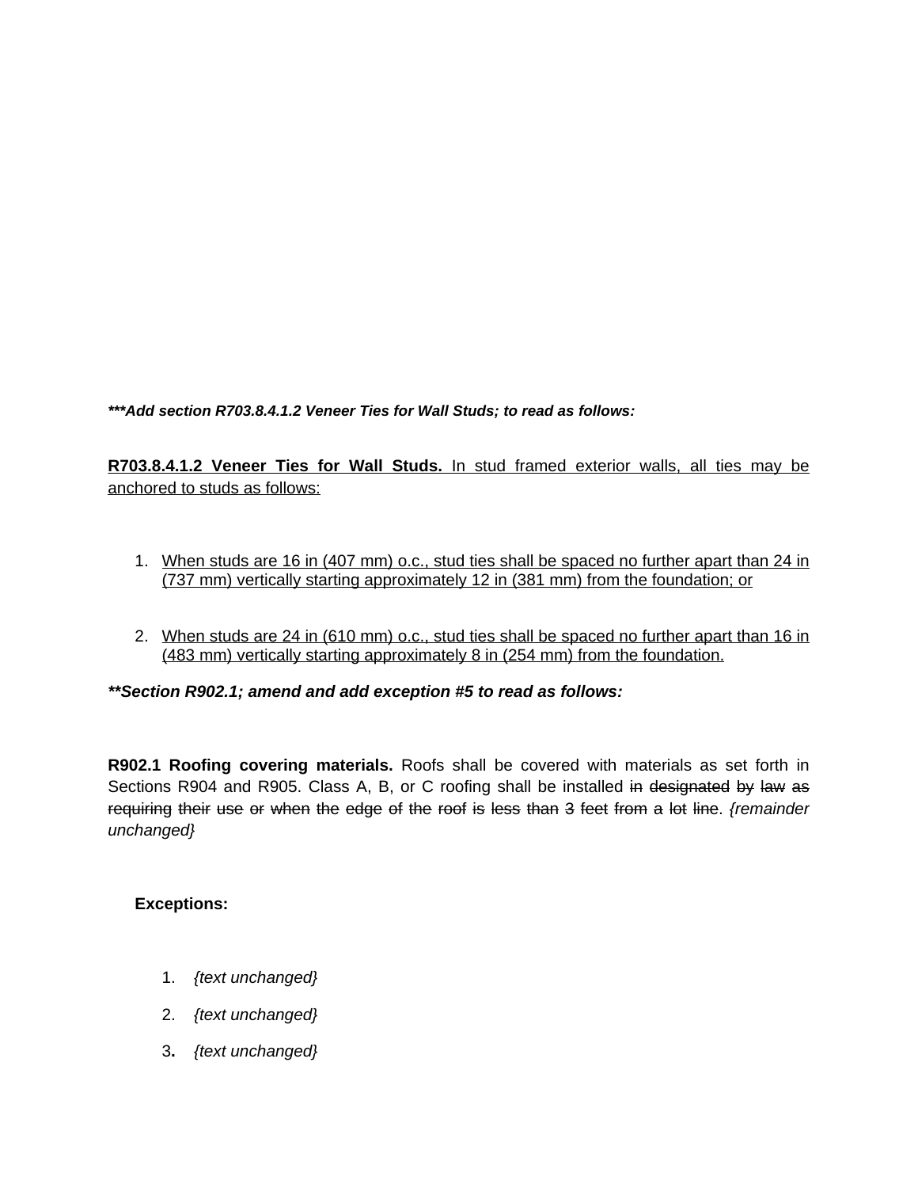***Add section R703.8.4.1.2 Veneer Ties for Wall Studs; to read as follows:***

<u>**R703.8.4.1.2 Veneer Ties for Wall Studs.** In stud framed exterior walls, all ties may be anchored to studs as follows:</u>

1. <u>When studs are 16 in (407 mm) o.c., stud ties shall be spaced no further apart than 24 in (737 mm) vertically starting approximately 12 in (381 mm) from the foundation; or</u>

2. <u>When studs are 24 in (610 mm) o.c., stud ties shall be spaced no further apart than 16 in (483 mm) vertically starting approximately 8 in (254 mm) from the foundation.</u>

***Section R902.1; amend and add exception #5 to read as follows:***

**R902.1 Roofing covering materials.** Roofs shall be covered with materials as set forth in Sections R904 and R905. Class A, B, or C roofing shall be installed ~~in designated by law as requiring their use or when the edge of the roof is less than 3 feet from a lot line~~. *{remainder unchanged}*

**Exceptions:**

1. *{text unchanged}*
2. *{text unchanged}*
3. *{text unchanged}*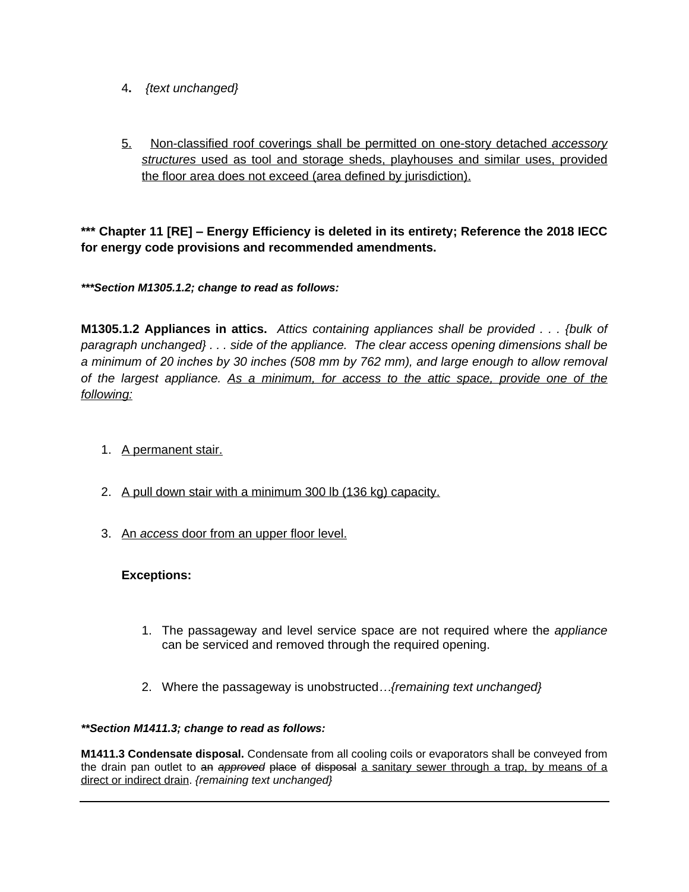4**.** *{text unchanged}*

<u>5. Non-classified roof coverings shall be permitted on one-story detached *accessory structures* used as tool and storage sheds, playhouses and similar uses, provided the floor area does not exceed (area defined by jurisdiction).</u>

**\*\*\* Chapter 11 [RE] – Energy Efficiency is deleted in its entirety; Reference the 2018 IECC for energy code provisions and recommended amendments.**

***\*\*\*Section M1305.1.2; change to read as follows:***

**M1305.1.2 Appliances in attics.** *Attics containing appliances shall be provided . . . {bulk of paragraph unchanged} . . . side of the appliance. The clear access opening dimensions shall be a minimum of 20 inches by 30 inches (508 mm by 762 mm), and large enough to allow removal of the largest appliance.* <u>*As a minimum, for access to the attic space, provide one of the following:*</u>

1. <u>A permanent stair.</u>
2. <u>A pull down stair with a minimum 300 lb (136 kg) capacity.</u>
3. <u>An *access* door from an upper floor level.</u>

**Exceptions:**

1. The passageway and level service space are not required where the *appliance* can be serviced and removed through the required opening.
2. Where the passageway is unobstructed…*{remaining text unchanged}*

***\*\*Section M1411.3; change to read as follows:***

**M1411.3 Condensate disposal.** Condensate from all cooling coils or evaporators shall be conveyed from the drain pan outlet to ~~an *approved* place of disposal~~ <u>a sanitary sewer through a trap, by means of a direct or indirect drain</u>. *{remaining text unchanged}*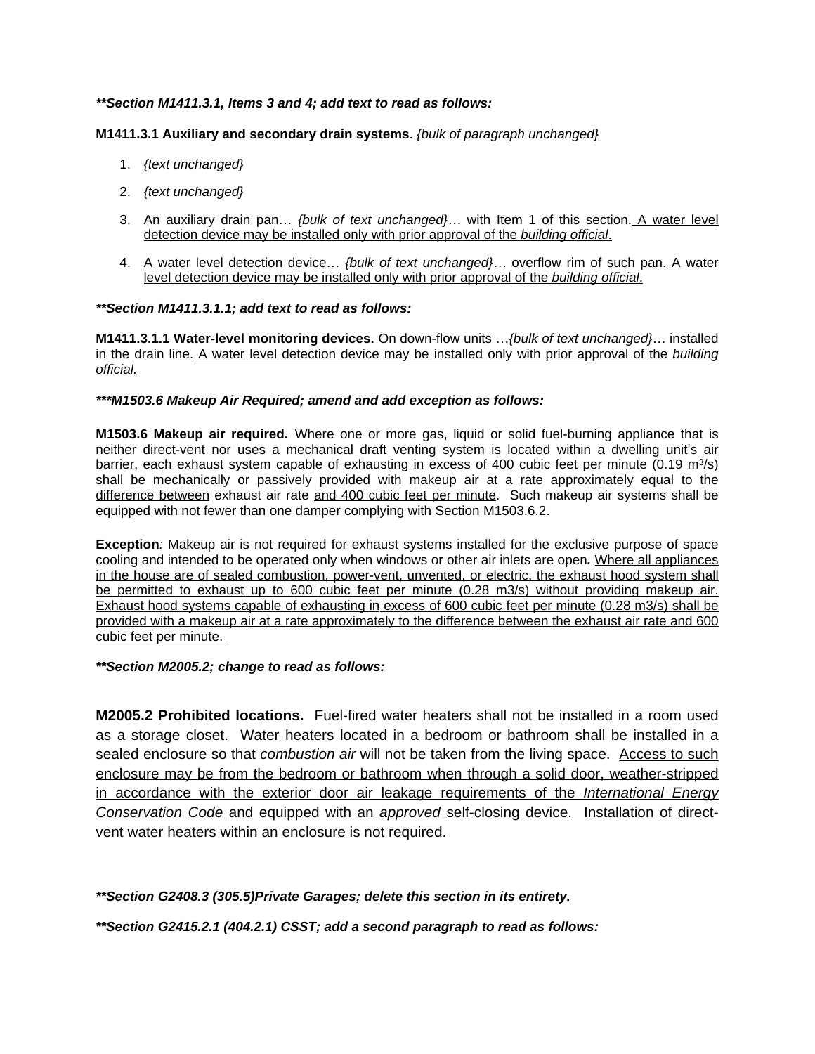***\*\*Section M1411.3.1, Items 3 and 4; add text to read as follows:***

**M1411.3.1 Auxiliary and secondary drain systems**. *{bulk of paragraph unchanged}*

1. *{text unchanged}*
2. *{text unchanged}*
3. An auxiliary drain pan… *{bulk of text unchanged}…* with Item 1 of this section. <u>A water level detection device may be installed only with prior approval of the *building official*.</u>
4. A water level detection device… *{bulk of text unchanged}…* overflow rim of such pan. <u>A water level detection device may be installed only with prior approval of the *building official*.</u>

***\*\*Section M1411.3.1.1; add text to read as follows:***

**M1411.3.1.1 Water-level monitoring devices.** On down-flow units …*{bulk of text unchanged}*… installed in the drain line. <u>A water level detection device may be installed only with prior approval of the *building official.*</u>

***\*\*\*M1503.6 Makeup Air Required; amend and add exception as follows:***

**M1503.6 Makeup air required.** Where one or more gas, liquid or solid fuel-burning appliance that is neither direct-vent nor uses a mechanical draft venting system is located within a dwelling unit's air barrier, each exhaust system capable of exhausting in excess of 400 cubic feet per minute (0.19 $m^3/s$) shall be mechanically or passively provided with makeup air at a rate approximate~~ly~~ ~~equal~~ to the <u>difference between</u> exhaust air rate <u>and 400 cubic feet per minute</u>. Such makeup air systems shall be equipped with not fewer than one damper complying with Section M1503.6.2.

**Exception***:* Makeup air is not required for exhaust systems installed for the exclusive purpose of space cooling and intended to be operated only when windows or other air inlets are open***.*** <u>Where all appliances in the house are of sealed combustion, power-vent, unvented, or electric, the exhaust hood system shall be permitted to exhaust up to 600 cubic feet per minute (0.28 m3/s) without providing makeup air. Exhaust hood systems capable of exhausting in excess of 600 cubic feet per minute (0.28 m3/s) shall be provided with a makeup air at a rate approximately to the difference between the exhaust air rate and 600 cubic feet per minute.</u>

***\*\*Section M2005.2; change to read as follows:***

**M2005.2 Prohibited locations.** Fuel-fired water heaters shall not be installed in a room used as a storage closet. Water heaters located in a bedroom or bathroom shall be installed in a sealed enclosure so that *combustion air* will not be taken from the living space. <u>Access to such enclosure may be from the bedroom or bathroom when through a solid door, weather-stripped in accordance with the exterior door air leakage requirements of the *International Energy Conservation Code* and equipped with an *approved* self-closing device.</u> Installation of direct-vent water heaters within an enclosure is not required.

***\*\*Section G2408.3 (305.5)Private Garages; delete this section in its entirety.***

***\*\*Section G2415.2.1 (404.2.1) CSST; add a second paragraph to read as follows:***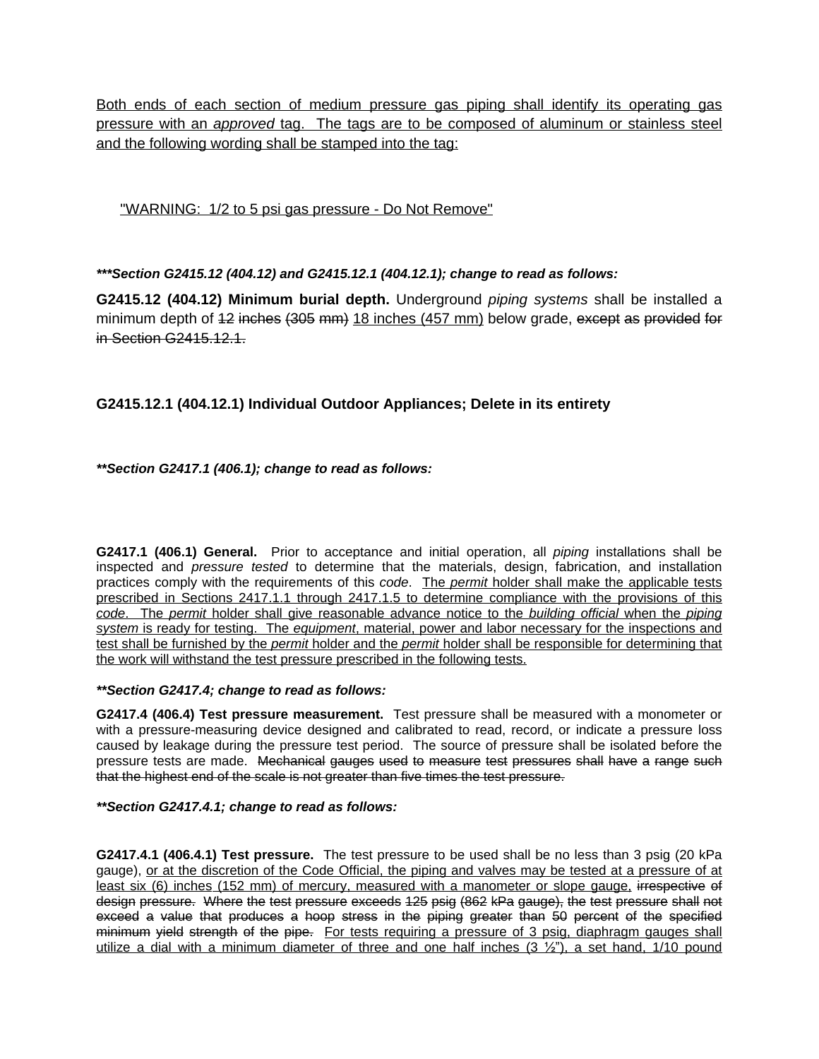<u>Both ends of each section of medium pressure gas piping shall identify its operating gas pressure with an *approved* tag. The tags are to be composed of aluminum or stainless steel and the following wording shall be stamped into the tag:</u>

<u>"WARNING: 1/2 to 5 psi gas pressure - Do Not Remove"</u>

***\*\*\*Section G2415.12 (404.12) and G2415.12.1 (404.12.1); change to read as follows:***

**G2415.12 (404.12) Minimum burial depth.** Underground *piping systems* shall be installed a minimum depth of ~~12 inches (305 mm)~~ <u>18 inches (457 mm)</u> below grade, ~~except as provided for in Section G2415.12.1.~~

**G2415.12.1 (404.12.1) Individual Outdoor Appliances; Delete in its entirety**

***\*\*Section G2417.1 (406.1); change to read as follows:***

**G2417.1 (406.1) General.** Prior to acceptance and initial operation, all *piping* installations shall be inspected and *pressure tested* to determine that the materials, design, fabrication, and installation practices comply with the requirements of this *code*. <u>The *permit* holder shall make the applicable tests prescribed in Sections 2417.1.1 through 2417.1.5 to determine compliance with the provisions of this *code*. The *permit* holder shall give reasonable advance notice to the *building official* when the *piping system* is ready for testing. The *equipment*, material, power and labor necessary for the inspections and test shall be furnished by the *permit* holder and the *permit* holder shall be responsible for determining that the work will withstand the test pressure prescribed in the following tests.</u>

***\*\*Section G2417.4; change to read as follows:***

**G2417.4 (406.4) Test pressure measurement.** Test pressure shall be measured with a monometer or with a pressure-measuring device designed and calibrated to read, record, or indicate a pressure loss caused by leakage during the pressure test period. The source of pressure shall be isolated before the pressure tests are made. ~~Mechanical gauges used to measure test pressures shall have a range such that the highest end of the scale is not greater than five times the test pressure.~~

***\*\*Section G2417.4.1; change to read as follows:***

**G2417.4.1 (406.4.1) Test pressure.** The test pressure to be used shall be no less than 3 psig (20 kPa gauge), <u>or at the discretion of the Code Official, the piping and valves may be tested at a pressure of at least six (6) inches (152 mm) of mercury, measured with a manometer or slope gauge,</u> ~~irrespective of design pressure. Where the test pressure exceeds 125 psig (862 kPa gauge), the test pressure shall not exceed a value that produces a hoop stress in the piping greater than 50 percent of the specified minimum yield strength of the pipe.~~ <u>For tests requiring a pressure of 3 psig, diaphragm gauges shall utilize a dial with a minimum diameter of three and one half inches (3 ½"), a set hand, 1/10 pound</u>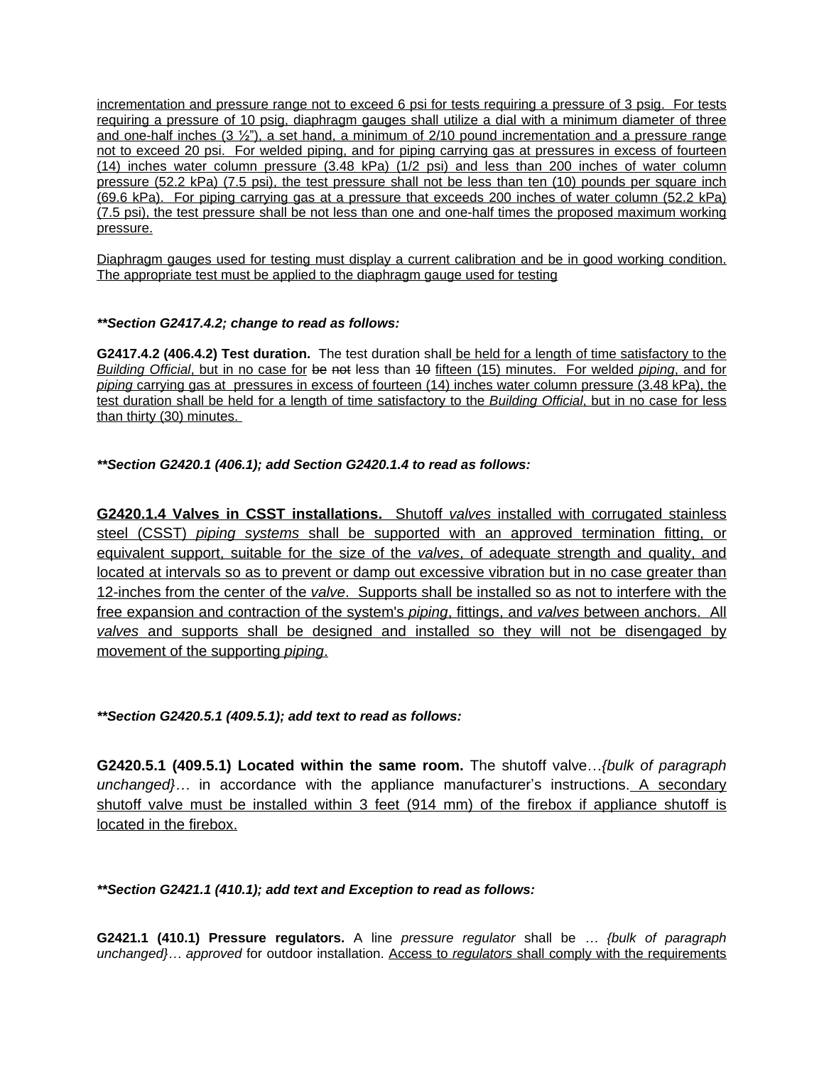incrementation and pressure range not to exceed 6 psi for tests requiring a pressure of 3 psig. For tests requiring a pressure of 10 psig, diaphragm gauges shall utilize a dial with a minimum diameter of three and one-half inches (3 ½"), a set hand, a minimum of 2/10 pound incrementation and a pressure range not to exceed 20 psi. For welded piping, and for piping carrying gas at pressures in excess of fourteen (14) inches water column pressure (3.48 kPa) (1/2 psi) and less than 200 inches of water column pressure (52.2 kPa) (7.5 psi), the test pressure shall not be less than ten (10) pounds per square inch (69.6 kPa). For piping carrying gas at a pressure that exceeds 200 inches of water column (52.2 kPa) (7.5 psi), the test pressure shall be not less than one and one-half times the proposed maximum working pressure.

Diaphragm gauges used for testing must display a current calibration and be in good working condition. The appropriate test must be applied to the diaphragm gauge used for testing

***\*\*Section G2417.4.2; change to read as follows:***

**G2417.4.2 (406.4.2) Test duration.** The test duration shall be held for a length of time satisfactory to the *Building Official*, but in no case for ~~be~~ ~~not~~ less than ~~10~~ fifteen (15) minutes. For welded *piping*, and for *piping* carrying gas at pressures in excess of fourteen (14) inches water column pressure (3.48 kPa), the test duration shall be held for a length of time satisfactory to the *Building Official*, but in no case for less than thirty (30) minutes.

***\*\*Section G2420.1 (406.1); add Section G2420.1.4 to read as follows:***

**G2420.1.4 Valves in CSST installations.** Shutoff *valves* installed with corrugated stainless steel (CSST) *piping systems* shall be supported with an approved termination fitting, or equivalent support, suitable for the size of the *valves*, of adequate strength and quality, and located at intervals so as to prevent or damp out excessive vibration but in no case greater than 12-inches from the center of the *valve*. Supports shall be installed so as not to interfere with the free expansion and contraction of the system's *piping*, fittings, and *valves* between anchors. All *valves* and supports shall be designed and installed so they will not be disengaged by movement of the supporting *piping*.

***\*\*Section G2420.5.1 (409.5.1); add text to read as follows:***

**G2420.5.1 (409.5.1) Located within the same room.** The shutoff valve…*{bulk of paragraph unchanged}*… in accordance with the appliance manufacturer's instructions. A secondary shutoff valve must be installed within 3 feet (914 mm) of the firebox if appliance shutoff is located in the firebox.

***\*\*Section G2421.1 (410.1); add text and Exception to read as follows:***

**G2421.1 (410.1) Pressure regulators.** A line *pressure regulator* shall be *… {bulk of paragraph unchanged}… approved* for outdoor installation. Access to *regulators* shall comply with the requirements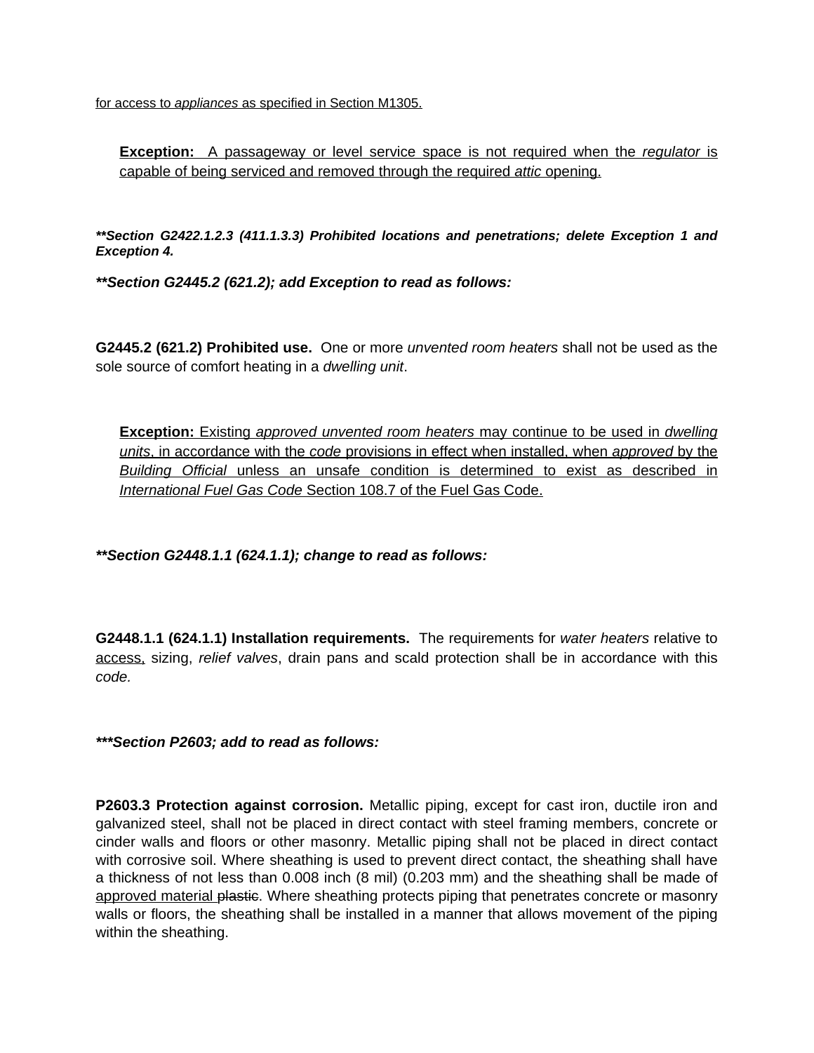<u>for access to *appliances* as specified in Section M1305.</u>

> <u>**Exception:** A passageway or level service space is not required when the *regulator* is capable of being serviced and removed through the required *attic* opening.</u>

***\*\*Section G2422.1.2.3 (411.1.3.3) Prohibited locations and penetrations; delete Exception 1 and Exception 4.***

***\*\*Section G2445.2 (621.2); add Exception to read as follows:***

**G2445.2 (621.2) Prohibited use.** One or more *unvented room heaters* shall not be used as the sole source of comfort heating in a *dwelling unit*.

> <u>**Exception:** Existing *approved unvented room heaters* may continue to be used in *dwelling units*, in accordance with the *code* provisions in effect when installed, when *approved* by the *Building Official* unless an unsafe condition is determined to exist as described in *International Fuel Gas Code* Section 108.7 of the Fuel Gas Code.</u>

***\*\*Section G2448.1.1 (624.1.1); change to read as follows:***

**G2448.1.1 (624.1.1) Installation requirements.** The requirements for *water heaters* relative to <u>access,</u> sizing, *relief valves*, drain pans and scald protection shall be in accordance with this *code.*

***\*\*\*Section P2603; add to read as follows:***

**P2603.3 Protection against corrosion.** Metallic piping, except for cast iron, ductile iron and galvanized steel, shall not be placed in direct contact with steel framing members, concrete or cinder walls and floors or other masonry. Metallic piping shall not be placed in direct contact with corrosive soil. Where sheathing is used to prevent direct contact, the sheathing shall have a thickness of not less than 0.008 inch (8 mil) (0.203 mm) and the sheathing shall be made of <u>approved material</u> ~~plastic~~. Where sheathing protects piping that penetrates concrete or masonry walls or floors, the sheathing shall be installed in a manner that allows movement of the piping within the sheathing.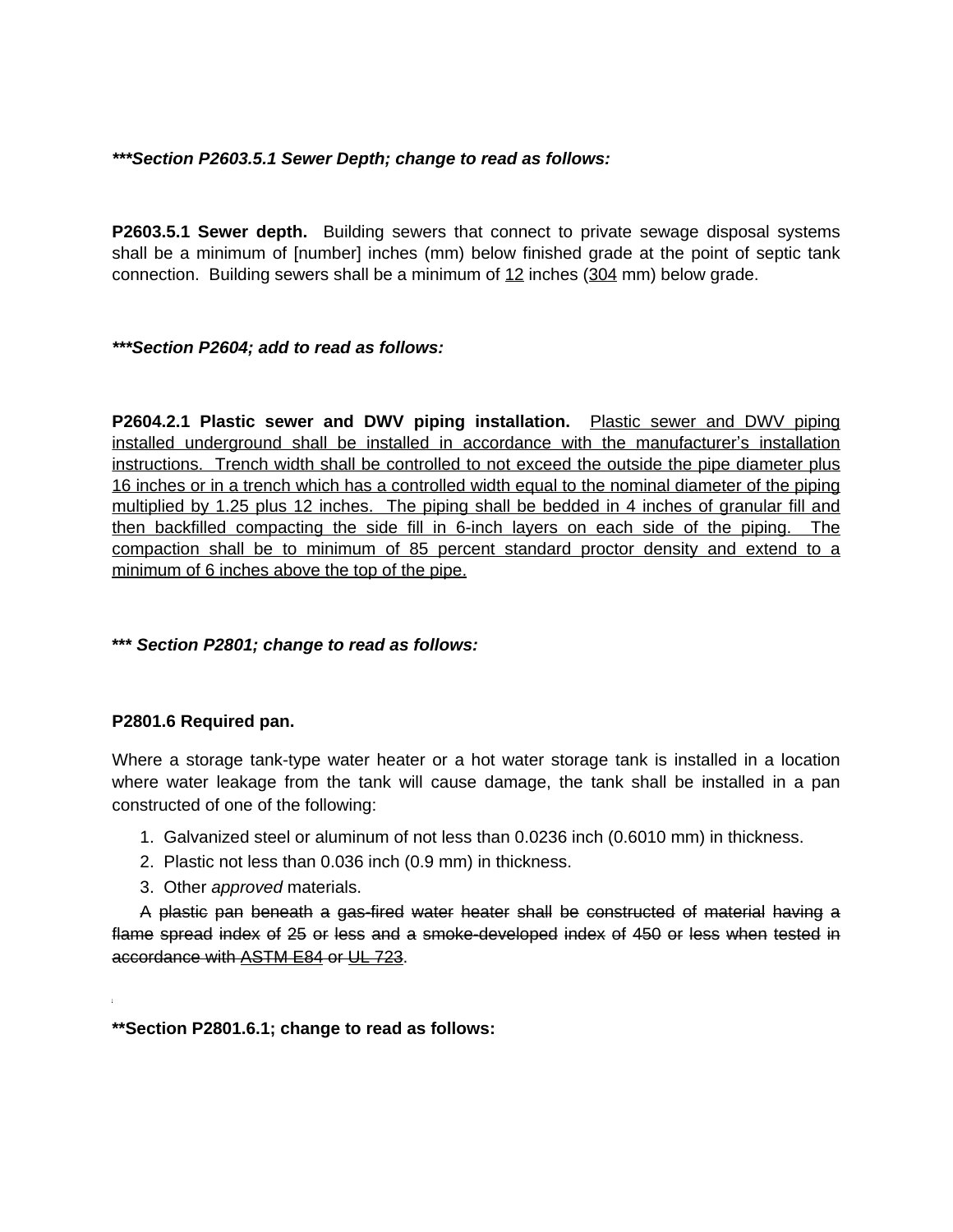***Section P2603.5.1 Sewer Depth; change to read as follows:***

**P2603.5.1 Sewer depth.** Building sewers that connect to private sewage disposal systems shall be a minimum of [number] inches (mm) below finished grade at the point of septic tank connection. Building sewers shall be a minimum of <u>12</u> inches (<u>304</u> mm) below grade.

***Section P2604; add to read as follows:***

**P2604.2.1 Plastic sewer and DWV piping installation.** <u>Plastic sewer and DWV piping installed underground shall be installed in accordance with the manufacturer's installation instructions. Trench width shall be controlled to not exceed the outside the pipe diameter plus 16 inches or in a trench which has a controlled width equal to the nominal diameter of the piping multiplied by 1.25 plus 12 inches. The piping shall be bedded in 4 inches of granular fill and then backfilled compacting the side fill in 6-inch layers on each side of the piping. The compaction shall be to minimum of 85 percent standard proctor density and extend to a minimum of 6 inches above the top of the pipe.</u>

**\*\*\* *Section P2801; change to read as follows:***

**P2801.6 Required pan.**

Where a storage tank-type water heater or a hot water storage tank is installed in a location where water leakage from the tank will cause damage, the tank shall be installed in a pan constructed of one of the following:

1. Galvanized steel or aluminum of not less than 0.0236 inch (0.6010 mm) in thickness.
2. Plastic not less than 0.036 inch (0.9 mm) in thickness.
3. Other *approved* materials.

~~A plastic pan beneath a gas-fired water heater shall be constructed of material having a flame spread index of 25 or less and a smoke-developed index of 450 or less when tested in accordance with ASTM E84 or UL 723.~~

**\*\*Section P2801.6.1; change to read as follows:**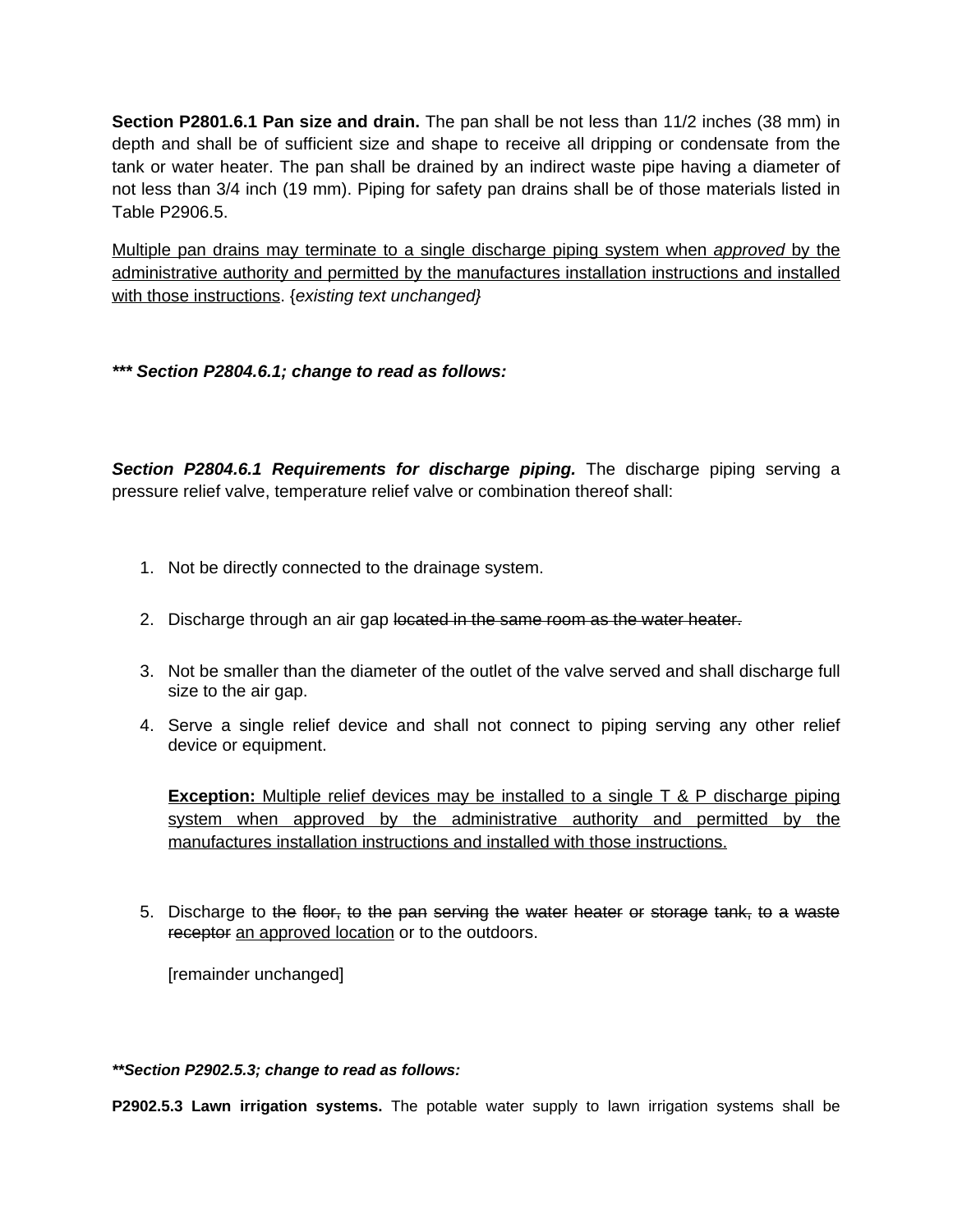**Section P2801.6.1 Pan size and drain.** The pan shall be not less than 11/2 inches (38 mm) in depth and shall be of sufficient size and shape to receive all dripping or condensate from the tank or water heater. The pan shall be drained by an indirect waste pipe having a diameter of not less than 3/4 inch (19 mm). Piping for safety pan drains shall be of those materials listed in Table P2906.5.

<u>Multiple pan drains may terminate to a single discharge piping system when *approved* by the administrative authority and permitted by the manufactures installation instructions and installed with those instructions</u>. {*existing text unchanged}*

***\*\*\* Section P2804.6.1; change to read as follows:***

***Section P2804.6.1 Requirements for discharge piping.*** The discharge piping serving a pressure relief valve, temperature relief valve or combination thereof shall:

1. Not be directly connected to the drainage system.
2. Discharge through an air gap ~~located in the same room as the water heater.~~
3. Not be smaller than the diameter of the outlet of the valve served and shall discharge full size to the air gap.
4. Serve a single relief device and shall not connect to piping serving any other relief device or equipment.

   <u>**Exception:** Multiple relief devices may be installed to a single T & P discharge piping system when approved by the administrative authority and permitted by the manufactures installation instructions and installed with those instructions.</u>

5. Discharge to ~~the floor, to the pan serving the water heater or storage tank, to a waste receptor~~ <u>an approved location</u> or to the outdoors.

   [remainder unchanged]

***\*\*Section P2902.5.3; change to read as follows:***

**P2902.5.3 Lawn irrigation systems.** The potable water supply to lawn irrigation systems shall be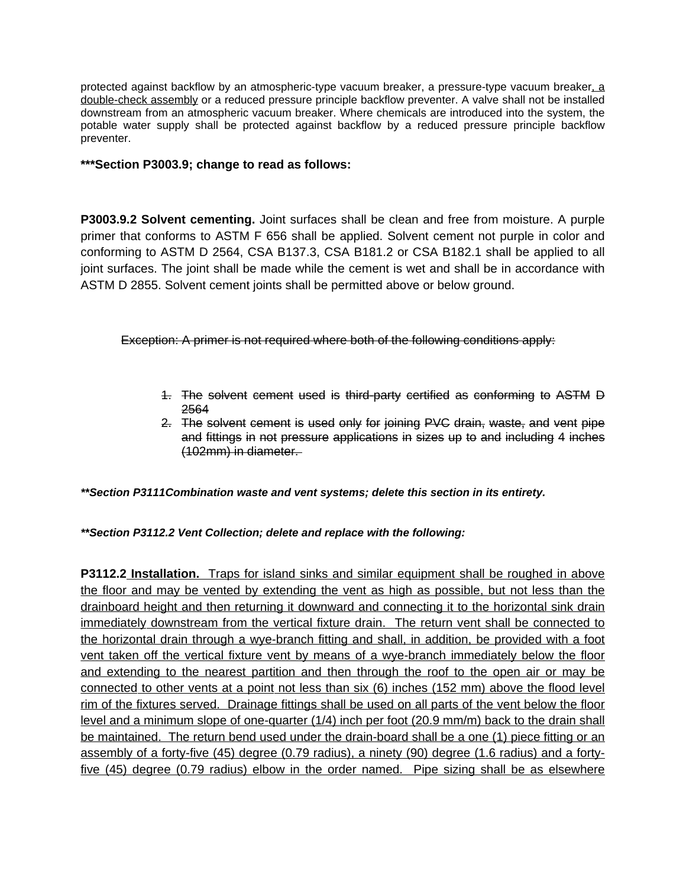protected against backflow by an atmospheric-type vacuum breaker, a pressure-type vacuum breaker<u>, a double-check assembly</u> or a reduced pressure principle backflow preventer. A valve shall not be installed downstream from an atmospheric vacuum breaker. Where chemicals are introduced into the system, the potable water supply shall be protected against backflow by a reduced pressure principle backflow preventer.

**\*\*\*Section P3003.9; change to read as follows:**

**P3003.9.2 Solvent cementing.** Joint surfaces shall be clean and free from moisture. A purple primer that conforms to ASTM F 656 shall be applied. Solvent cement not purple in color and conforming to ASTM D 2564, CSA B137.3, CSA B181.2 or CSA B182.1 shall be applied to all joint surfaces. The joint shall be made while the cement is wet and shall be in accordance with ASTM D 2855. Solvent cement joints shall be permitted above or below ground.

~~Exception: A primer is not required where both of the following conditions apply:~~

1. ~~The solvent cement used is third-party certified as conforming to ASTM D 2564~~
2. ~~The solvent cement is used only for joining PVC drain, waste, and vent pipe and fittings in not pressure applications in sizes up to and including 4 inches (102mm) in diameter.~~

***\*\*Section P3111Combination waste and vent systems; delete this section in its entirety.***

***\*\*Section P3112.2 Vent Collection; delete and replace with the following:***

**P3112.2** <u>**Installation.** Traps for island sinks and similar equipment shall be roughed in above the floor and may be vented by extending the vent as high as possible, but not less than the drainboard height and then returning it downward and connecting it to the horizontal sink drain immediately downstream from the vertical fixture drain. The return vent shall be connected to the horizontal drain through a wye-branch fitting and shall, in addition, be provided with a foot vent taken off the vertical fixture vent by means of a wye-branch immediately below the floor and extending to the nearest partition and then through the roof to the open air or may be connected to other vents at a point not less than six (6) inches (152 mm) above the flood level rim of the fixtures served. Drainage fittings shall be used on all parts of the vent below the floor level and a minimum slope of one-quarter (1/4) inch per foot (20.9 mm/m) back to the drain shall be maintained. The return bend used under the drain-board shall be a one (1) piece fitting or an assembly of a forty-five (45) degree (0.79 radius), a ninety (90) degree (1.6 radius) and a forty-five (45) degree (0.79 radius) elbow in the order named. Pipe sizing shall be as elsewhere</u>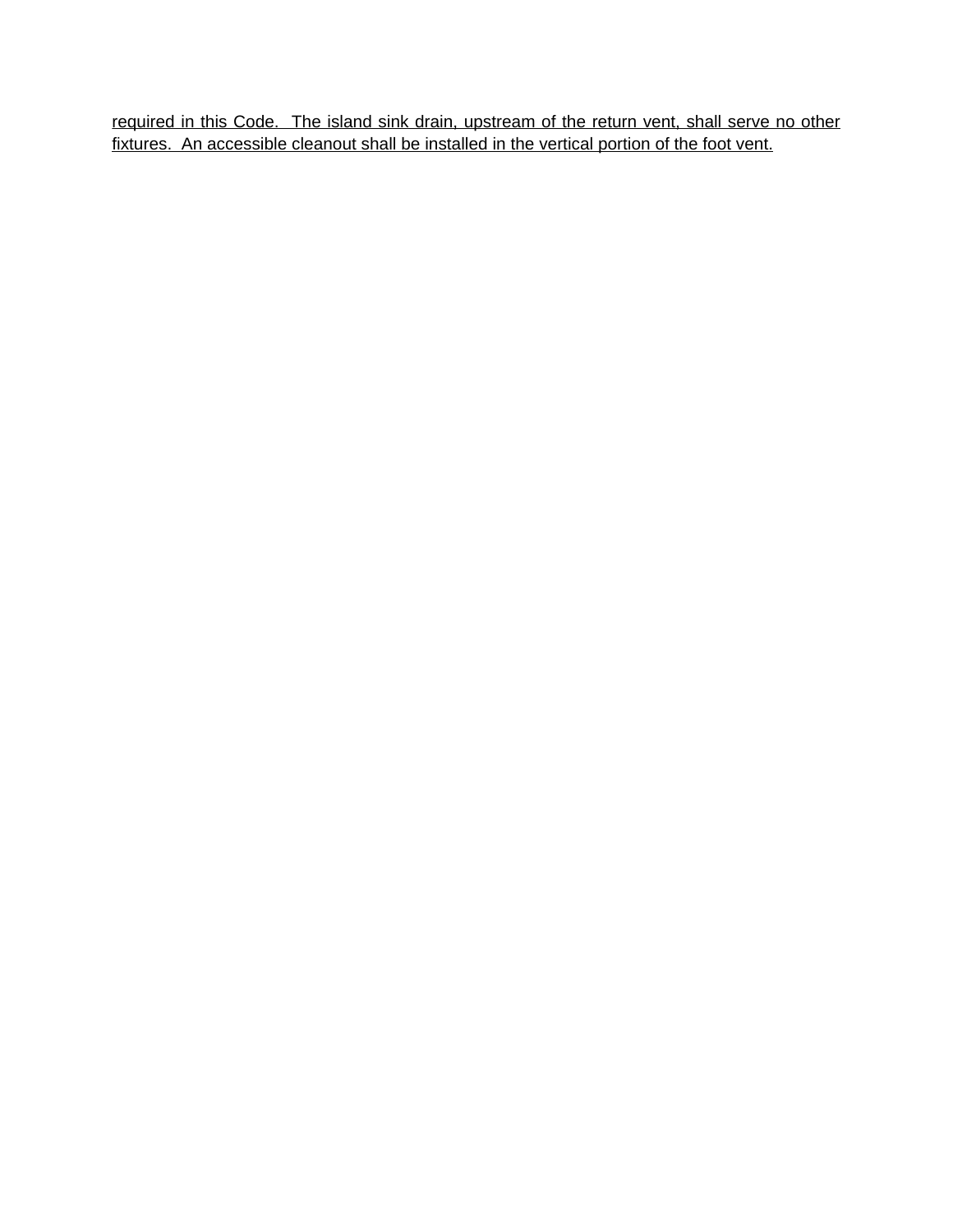<u>required in this Code. The island sink drain, upstream of the return vent, shall serve no other fixtures. An accessible cleanout shall be installed in the vertical portion of the foot vent.</u>